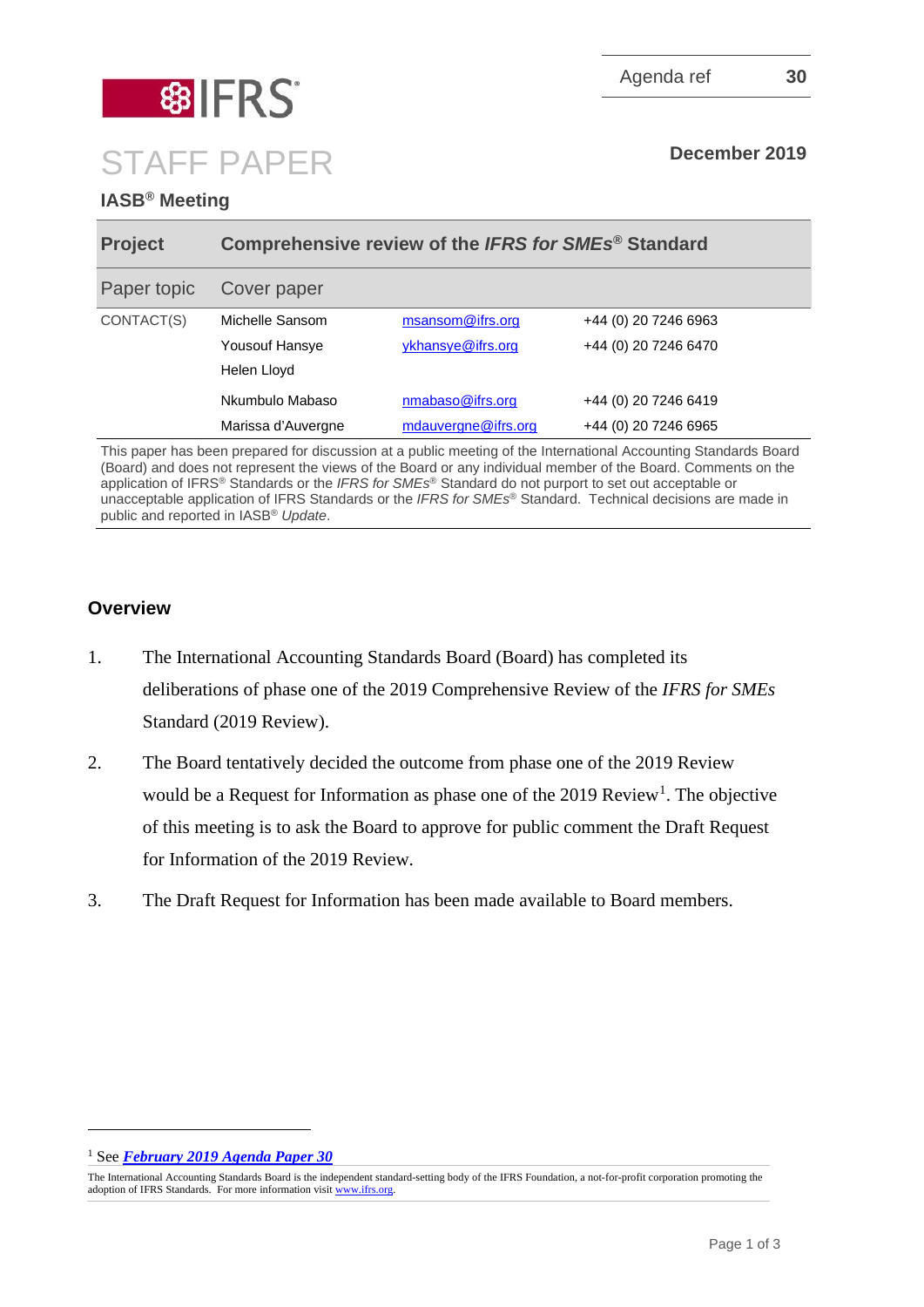IFRS®

| Agenda ref | 30 |
|---|---|

December 2019

# STAFF PAPER

**IASB® Meeting**

| | | | |
|---|---|---|---|
| **Project** | **Comprehensive review of the *IFRS for SMEs*® Standard** | | |
| Paper topic | Cover paper | | |
| CONTACT(S) | Michelle Sansom | msansom@ifrs.org | +44 (0) 20 7246 6963 |
| | Yousouf Hansye | ykhansye@ifrs.org | +44 (0) 20 7246 6470 |
| | Helen Lloyd | | |
| | Nkumbulo Mabaso | nmabaso@ifrs.org | +44 (0) 20 7246 6419 |
| | Marissa d'Auvergne | mdauvergne@ifrs.org | +44 (0) 20 7246 6965 |

This paper has been prepared for discussion at a public meeting of the International Accounting Standards Board (Board) and does not represent the views of the Board or any individual member of the Board. Comments on the application of IFRS® Standards or the *IFRS for SMEs*® Standard do not purport to set out acceptable or unacceptable application of IFRS Standards or the *IFRS for SMEs*® Standard. Technical decisions are made in public and reported in IASB® *Update*.

## Overview

1. The International Accounting Standards Board (Board) has completed its deliberations of phase one of the 2019 Comprehensive Review of the *IFRS for SMEs* Standard (2019 Review).

2. The Board tentatively decided the outcome from phase one of the 2019 Review would be a Request for Information as phase one of the 2019 Review[1]. The objective of this meeting is to ask the Board to approve for public comment the Draft Request for Information of the 2019 Review.

3. The Draft Request for Information has been made available to Board members.

[1] See ***February 2019 Agenda Paper 30***

The International Accounting Standards Board is the independent standard-setting body of the IFRS Foundation, a not-for-profit corporation promoting the adoption of IFRS Standards. For more information visit www.ifrs.org.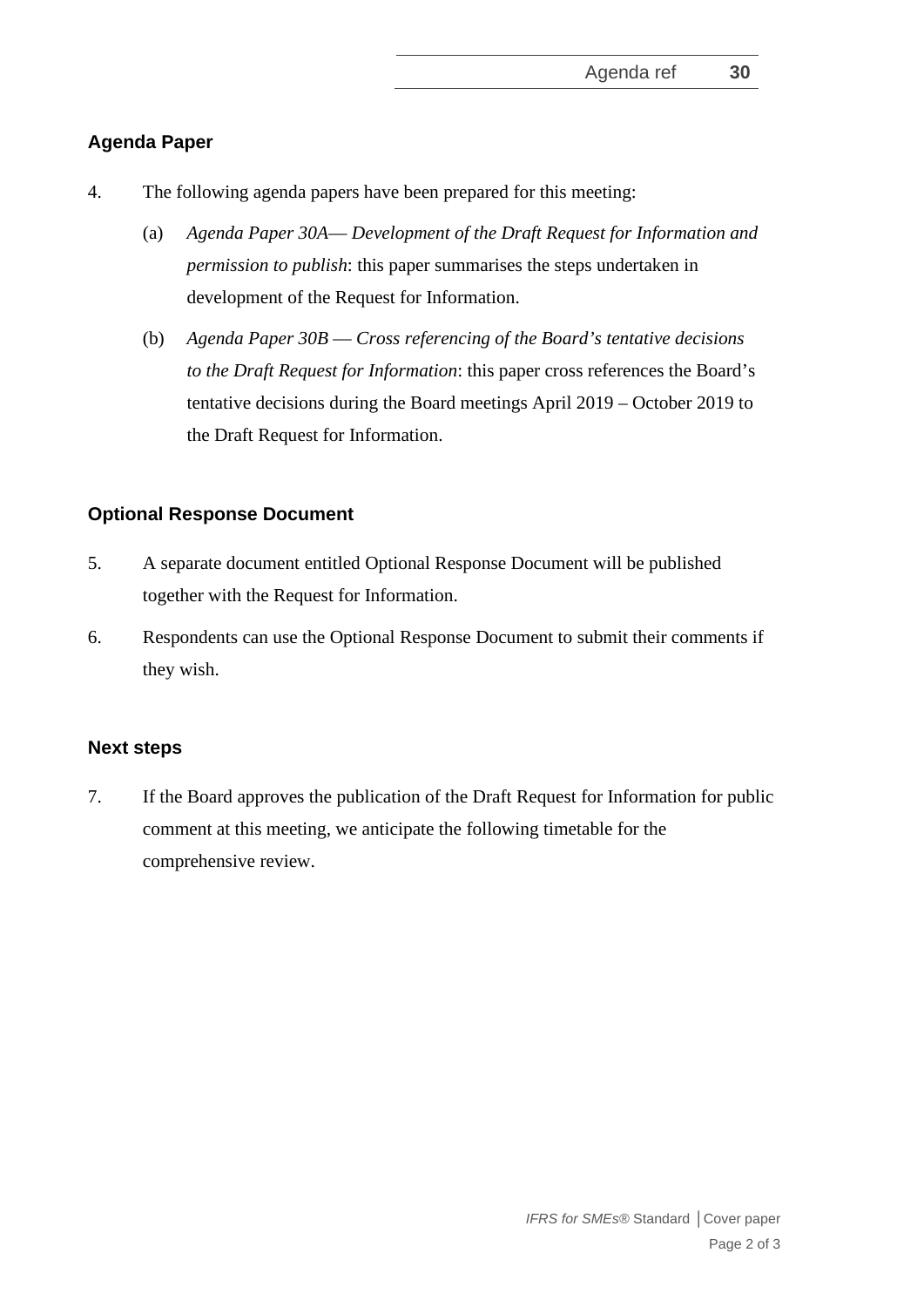## Agenda Paper

4. The following agenda papers have been prepared for this meeting:

   (a) *Agenda Paper 30A— Development of the Draft Request for Information and permission to publish*: this paper summarises the steps undertaken in development of the Request for Information.

   (b) *Agenda Paper 30B — Cross referencing of the Board's tentative decisions to the Draft Request for Information*: this paper cross references the Board's tentative decisions during the Board meetings April 2019 – October 2019 to the Draft Request for Information.

## Optional Response Document

5. A separate document entitled Optional Response Document will be published together with the Request for Information.

6. Respondents can use the Optional Response Document to submit their comments if they wish.

## Next steps

7. If the Board approves the publication of the Draft Request for Information for public comment at this meeting, we anticipate the following timetable for the comprehensive review.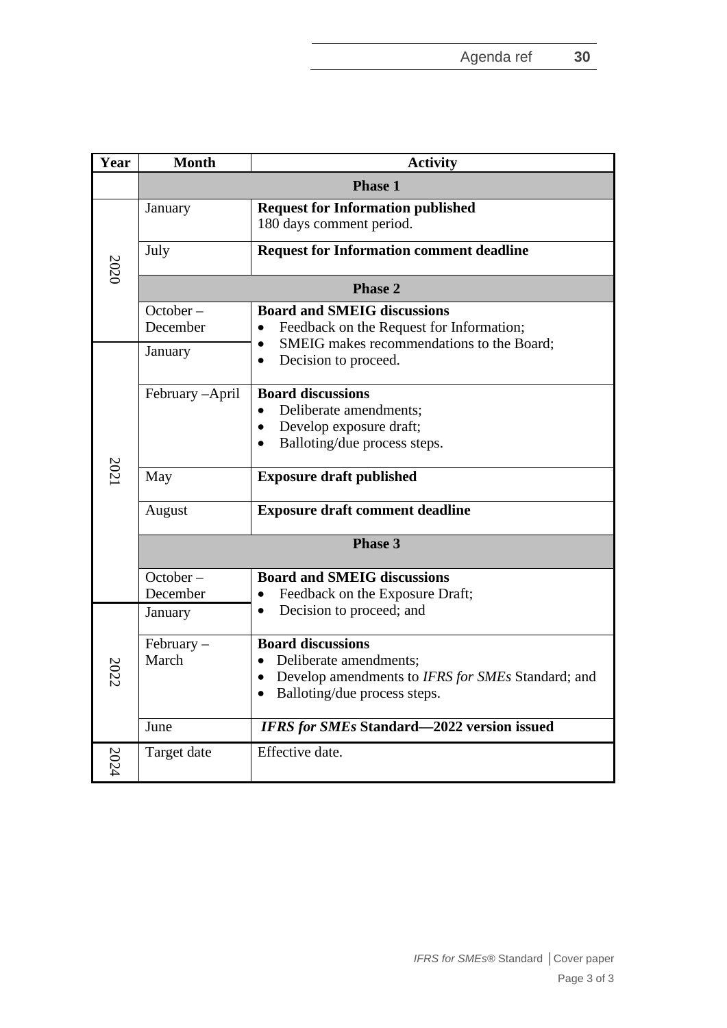| Year | Month | Activity |
|---|---|---|
| | **Phase 1** | |
| 2020 | January | **Request for Information published**<br>180 days comment period. |
| | July | **Request for Information comment deadline** |
| | **Phase 2** | |
| | October – December | **Board and SMEIG discussions**<br>• Feedback on the Request for Information;<br>• SMEIG makes recommendations to the Board;<br>• Decision to proceed. |
| 2021 | January | |
| | February –April | **Board discussions**<br>• Deliberate amendments;<br>• Develop exposure draft;<br>• Balloting/due process steps. |
| | May | **Exposure draft published** |
| | August | **Exposure draft comment deadline** |
| | **Phase 3** | |
| | October – December | **Board and SMEIG discussions**<br>• Feedback on the Exposure Draft;<br>• Decision to proceed; and |
| 2022 | January | |
| | February – March | **Board discussions**<br>• Deliberate amendments;<br>• Develop amendments to *IFRS for SMEs* Standard; and<br>• Balloting/due process steps. |
| | June | ***IFRS for SMEs* Standard—2022 version issued** |
| 2024 | Target date | Effective date. |